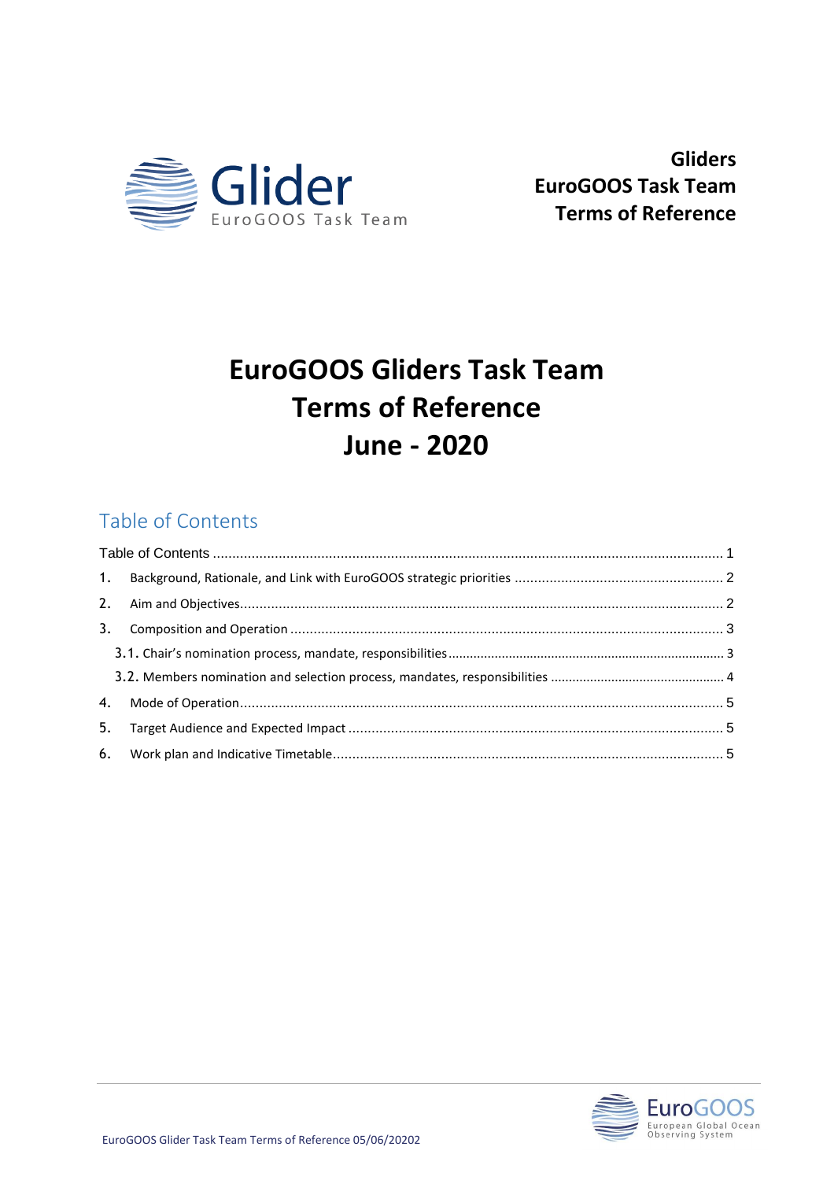**Gliders**
**EuroGOOS Task Team**
**Terms of Reference**

# EuroGOOS Gliders Task Team Terms of Reference June - 2020

## Table of Contents

Table of Contents ........................................................................ 1

1. Background, Rationale, and Link with EuroGOOS strategic priorities ........................ 2
2. Aim and Objectives ........................................................................ 2
3. Composition and Operation ........................................................................ 3
   - 3.1. Chair's nomination process, mandate, responsibilities ........................ 3
   - 3.2. Members nomination and selection process, mandates, responsibilities ........................ 4
4. Mode of Operation ........................................................................ 5
5. Target Audience and Expected Impact ........................................................................ 5
6. Work plan and Indicative Timetable ........................................................................ 5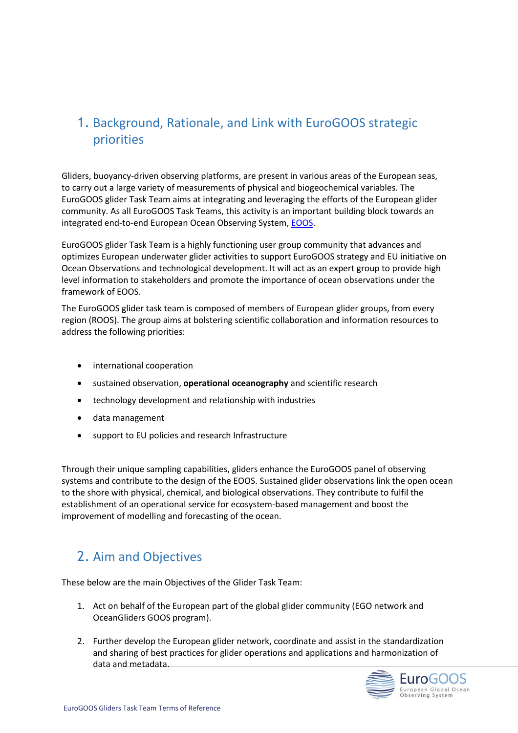# 1. Background, Rationale, and Link with EuroGOOS strategic priorities

Gliders, buoyancy-driven observing platforms, are present in various areas of the European seas, to carry out a large variety of measurements of physical and biogeochemical variables. The EuroGOOS glider Task Team aims at integrating and leveraging the efforts of the European glider community. As all EuroGOOS Task Teams, this activity is an important building block towards an integrated end-to-end European Ocean Observing System, [EOOS](EOOS).

EuroGOOS glider Task Team is a highly functioning user group community that advances and optimizes European underwater glider activities to support EuroGOOS strategy and EU initiative on Ocean Observations and technological development. It will act as an expert group to provide high level information to stakeholders and promote the importance of ocean observations under the framework of EOOS.

The EuroGOOS glider task team is composed of members of European glider groups, from every region (ROOS). The group aims at bolstering scientific collaboration and information resources to address the following priorities:

- international cooperation
- sustained observation, **operational oceanography** and scientific research
- technology development and relationship with industries
- data management
- support to EU policies and research Infrastructure

Through their unique sampling capabilities, gliders enhance the EuroGOOS panel of observing systems and contribute to the design of the EOOS. Sustained glider observations link the open ocean to the shore with physical, chemical, and biological observations. They contribute to fulfil the establishment of an operational service for ecosystem-based management and boost the improvement of modelling and forecasting of the ocean.

# 2. Aim and Objectives

These below are the main Objectives of the Glider Task Team:

1. Act on behalf of the European part of the global glider community (EGO network and OceanGliders GOOS program).

2. Further develop the European glider network, coordinate and assist in the standardization and sharing of best practices for glider operations and applications and harmonization of data and metadata.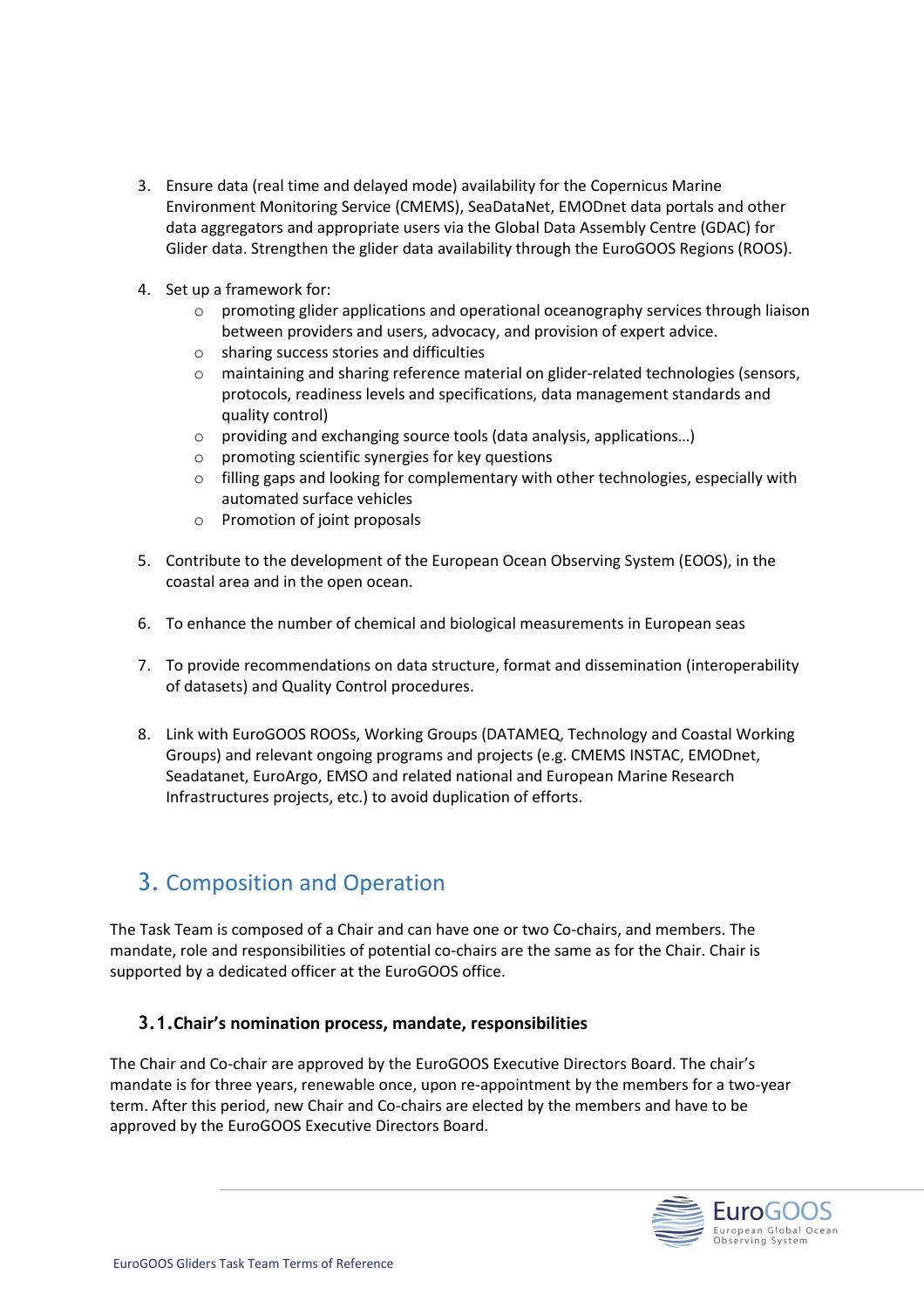3. Ensure data (real time and delayed mode) availability for the Copernicus Marine Environment Monitoring Service (CMEMS), SeaDataNet, EMODnet data portals and other data aggregators and appropriate users via the Global Data Assembly Centre (GDAC) for Glider data. Strengthen the glider data availability through the EuroGOOS Regions (ROOS).

4. Set up a framework for:
    - promoting glider applications and operational oceanography services through liaison between providers and users, advocacy, and provision of expert advice.
    - sharing success stories and difficulties
    - maintaining and sharing reference material on glider-related technologies (sensors, protocols, readiness levels and specifications, data management standards and quality control)
    - providing and exchanging source tools (data analysis, applications…)
    - promoting scientific synergies for key questions
    - filling gaps and looking for complementary with other technologies, especially with automated surface vehicles
    - Promotion of joint proposals

5. Contribute to the development of the European Ocean Observing System (EOOS), in the coastal area and in the open ocean.

6. To enhance the number of chemical and biological measurements in European seas

7. To provide recommendations on data structure, format and dissemination (interoperability of datasets) and Quality Control procedures.

8. Link with EuroGOOS ROOSs, Working Groups (DATAMEQ, Technology and Coastal Working Groups) and relevant ongoing programs and projects (e.g. CMEMS INSTAC, EMODnet, Seadatanet, EuroArgo, EMSO and related national and European Marine Research Infrastructures projects, etc.) to avoid duplication of efforts.

# 3. Composition and Operation

The Task Team is composed of a Chair and can have one or two Co-chairs, and members. The mandate, role and responsibilities of potential co-chairs are the same as for the Chair. Chair is supported by a dedicated officer at the EuroGOOS office.

## 3.1. Chair's nomination process, mandate, responsibilities

The Chair and Co-chair are approved by the EuroGOOS Executive Directors Board. The chair's mandate is for three years, renewable once, upon re-appointment by the members for a two-year term. After this period, new Chair and Co-chairs are elected by the members and have to be approved by the EuroGOOS Executive Directors Board.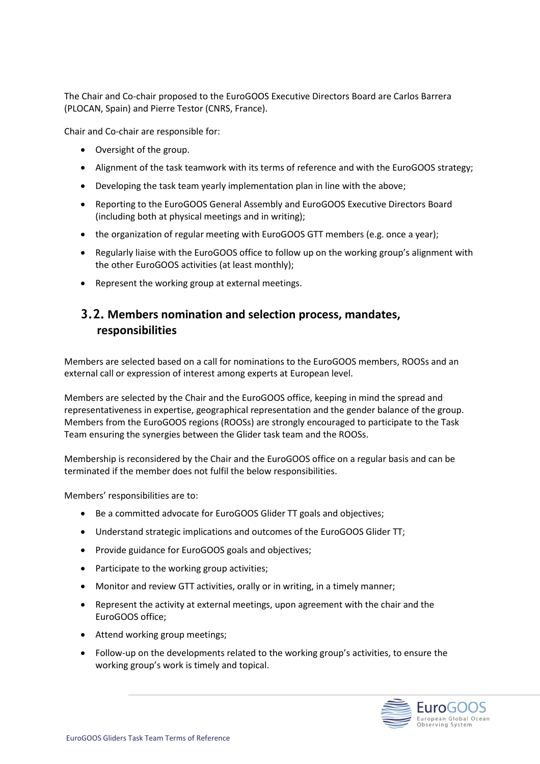The Chair and Co-chair proposed to the EuroGOOS Executive Directors Board are Carlos Barrera (PLOCAN, Spain) and Pierre Testor (CNRS, France).

Chair and Co-chair are responsible for:

- Oversight of the group.
- Alignment of the task teamwork with its terms of reference and with the EuroGOOS strategy;
- Developing the task team yearly implementation plan in line with the above;
- Reporting to the EuroGOOS General Assembly and EuroGOOS Executive Directors Board (including both at physical meetings and in writing);
- the organization of regular meeting with EuroGOOS GTT members (e.g. once a year);
- Regularly liaise with the EuroGOOS office to follow up on the working group's alignment with the other EuroGOOS activities (at least monthly);
- Represent the working group at external meetings.

## 3.2. Members nomination and selection process, mandates, responsibilities

Members are selected based on a call for nominations to the EuroGOOS members, ROOSs and an external call or expression of interest among experts at European level.

Members are selected by the Chair and the EuroGOOS office, keeping in mind the spread and representativeness in expertise, geographical representation and the gender balance of the group. Members from the EuroGOOS regions (ROOSs) are strongly encouraged to participate to the Task Team ensuring the synergies between the Glider task team and the ROOSs.

Membership is reconsidered by the Chair and the EuroGOOS office on a regular basis and can be terminated if the member does not fulfil the below responsibilities.

Members' responsibilities are to:

- Be a committed advocate for EuroGOOS Glider TT goals and objectives;
- Understand strategic implications and outcomes of the EuroGOOS Glider TT;
- Provide guidance for EuroGOOS goals and objectives;
- Participate to the working group activities;
- Monitor and review GTT activities, orally or in writing, in a timely manner;
- Represent the activity at external meetings, upon agreement with the chair and the EuroGOOS office;
- Attend working group meetings;
- Follow-up on the developments related to the working group's activities, to ensure the working group's work is timely and topical.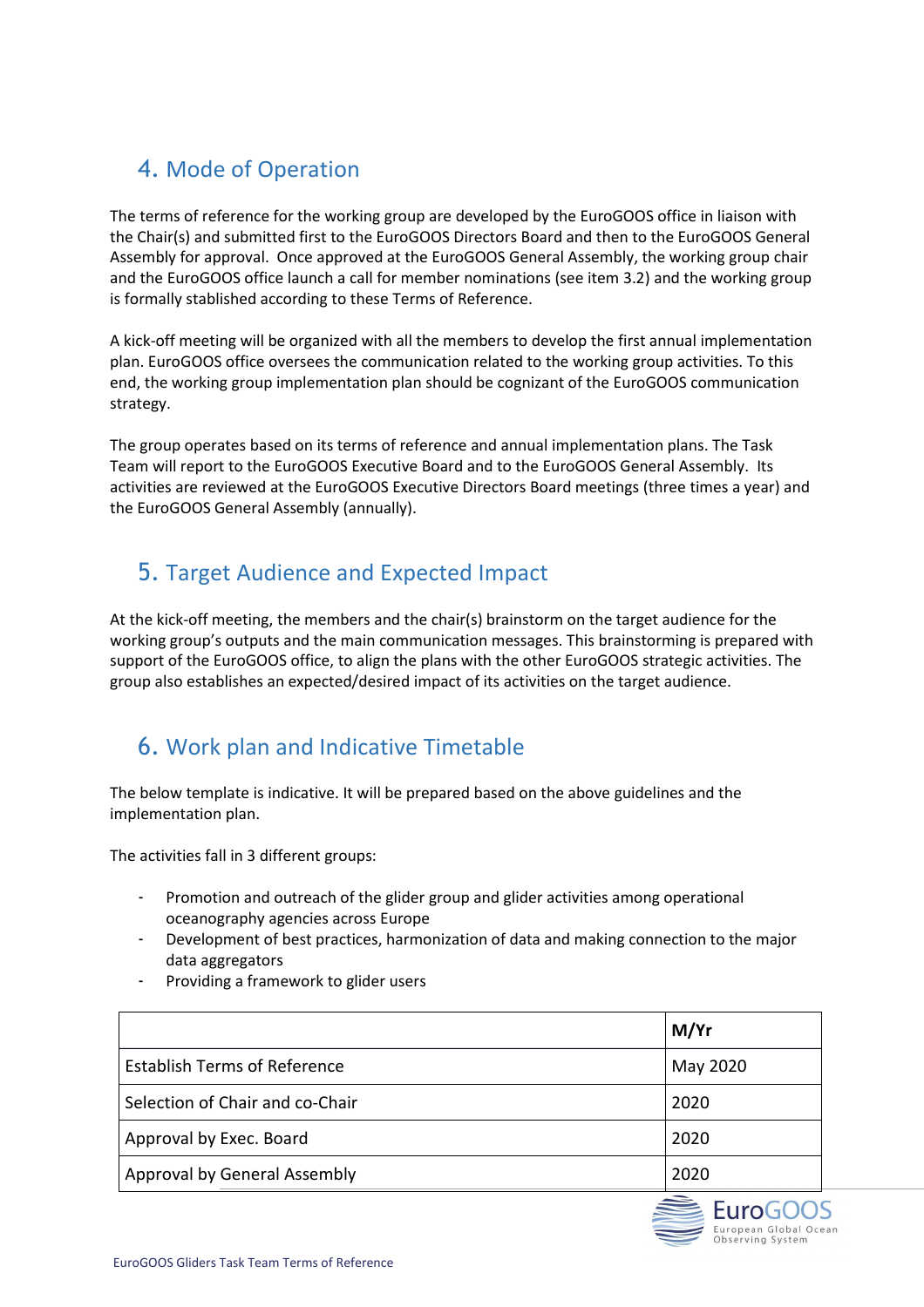## 4. Mode of Operation

The terms of reference for the working group are developed by the EuroGOOS office in liaison with the Chair(s) and submitted first to the EuroGOOS Directors Board and then to the EuroGOOS General Assembly for approval. Once approved at the EuroGOOS General Assembly, the working group chair and the EuroGOOS office launch a call for member nominations (see item 3.2) and the working group is formally stablished according to these Terms of Reference.

A kick-off meeting will be organized with all the members to develop the first annual implementation plan. EuroGOOS office oversees the communication related to the working group activities. To this end, the working group implementation plan should be cognizant of the EuroGOOS communication strategy.

The group operates based on its terms of reference and annual implementation plans. The Task Team will report to the EuroGOOS Executive Board and to the EuroGOOS General Assembly. Its activities are reviewed at the EuroGOOS Executive Directors Board meetings (three times a year) and the EuroGOOS General Assembly (annually).

## 5. Target Audience and Expected Impact

At the kick-off meeting, the members and the chair(s) brainstorm on the target audience for the working group's outputs and the main communication messages. This brainstorming is prepared with support of the EuroGOOS office, to align the plans with the other EuroGOOS strategic activities. The group also establishes an expected/desired impact of its activities on the target audience.

## 6. Work plan and Indicative Timetable

The below template is indicative. It will be prepared based on the above guidelines and the implementation plan.

The activities fall in 3 different groups:

- Promotion and outreach of the glider group and glider activities among operational oceanography agencies across Europe
- Development of best practices, harmonization of data and making connection to the major data aggregators
- Providing a framework to glider users

| | **M/Yr** |
|---|---|
| Establish Terms of Reference | May 2020 |
| Selection of Chair and co-Chair | 2020 |
| Approval by Exec. Board | 2020 |
| Approval by General Assembly | 2020 |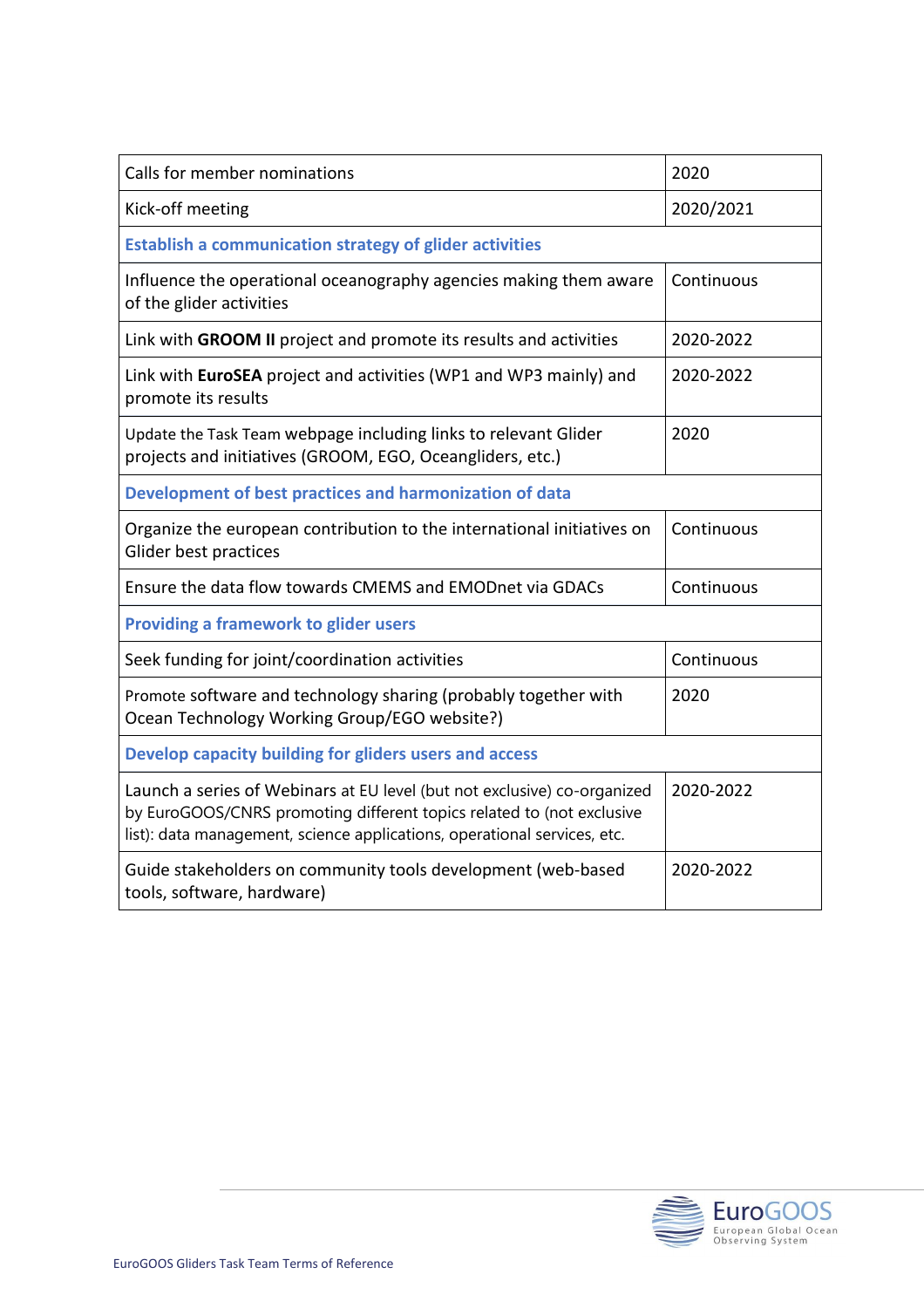| | |
|---|---|
| Calls for member nominations | 2020 |
| Kick-off meeting | 2020/2021 |
| **Establish a communication strategy of glider activities** | |
| Influence the operational oceanography agencies making them aware of the glider activities | Continuous |
| Link with **GROOM II** project and promote its results and activities | 2020-2022 |
| Link with **EuroSEA** project and activities (WP1 and WP3 mainly) and promote its results | 2020-2022 |
| Update the Task Team webpage including links to relevant Glider projects and initiatives (GROOM, EGO, Oceangliders, etc.) | 2020 |
| **Development of best practices and harmonization of data** | |
| Organize the european contribution to the international initiatives on Glider best practices | Continuous |
| Ensure the data flow towards CMEMS and EMODnet via GDACs | Continuous |
| **Providing a framework to glider users** | |
| Seek funding for joint/coordination activities | Continuous |
| Promote software and technology sharing (probably together with Ocean Technology Working Group/EGO website?) | 2020 |
| **Develop capacity building for gliders users and access** | |
| Launch a series of Webinars at EU level (but not exclusive) co-organized by EuroGOOS/CNRS promoting different topics related to (not exclusive list): data management, science applications, operational services, etc. | 2020-2022 |
| Guide stakeholders on community tools development (web-based tools, software, hardware) | 2020-2022 |